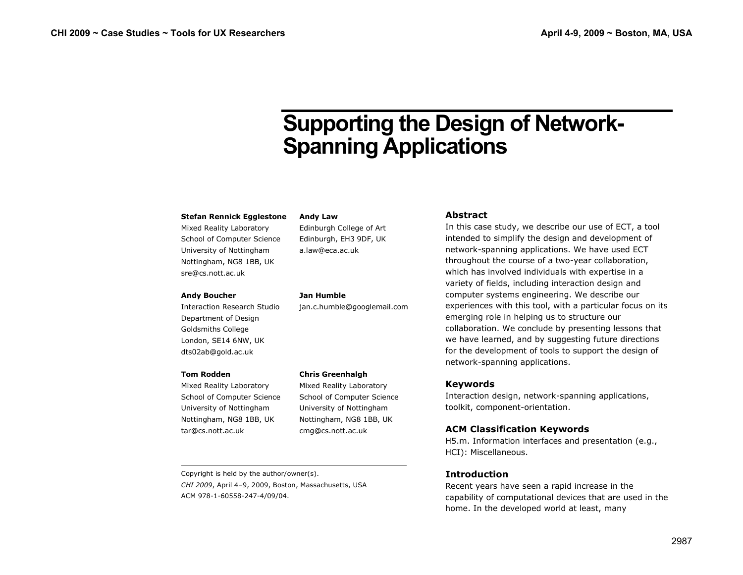# Supporting the Design of Network-Spanning Applications

**Stefan Rennick Egglestone**
Mixed Reality Laboratory
School of Computer Science
University of Nottingham
Nottingham, NG8 1BB, UK
sre@cs.nott.ac.uk

**Andy Law**
Edinburgh College of Art
Edinburgh, EH3 9DF, UK
a.law@eca.ac.uk

**Andy Boucher**
Interaction Research Studio
Department of Design
Goldsmiths College
London, SE14 6NW, UK
dts02ab@gold.ac.uk

**Jan Humble**
jan.c.humble@googlemail.com

**Tom Rodden**
Mixed Reality Laboratory
School of Computer Science
University of Nottingham
Nottingham, NG8 1BB, UK
tar@cs.nott.ac.uk

**Chris Greenhalgh**
Mixed Reality Laboratory
School of Computer Science
University of Nottingham
Nottingham, NG8 1BB, UK
cmg@cs.nott.ac.uk

Copyright is held by the author/owner(s).
*CHI 2009*, April 4–9, 2009, Boston, Massachusetts, USA
ACM 978-1-60558-247-4/09/04.

### Abstract

In this case study, we describe our use of ECT, a tool intended to simplify the design and development of network-spanning applications. We have used ECT throughout the course of a two-year collaboration, which has involved individuals with expertise in a variety of fields, including interaction design and computer systems engineering. We describe our experiences with this tool, with a particular focus on its emerging role in helping us to structure our collaboration. We conclude by presenting lessons that we have learned, and by suggesting future directions for the development of tools to support the design of network-spanning applications.

### Keywords

Interaction design, network-spanning applications, toolkit, component-orientation.

### ACM Classification Keywords

H5.m. Information interfaces and presentation (e.g., HCI): Miscellaneous.

### Introduction

Recent years have seen a rapid increase in the capability of computational devices that are used in the home. In the developed world at least, many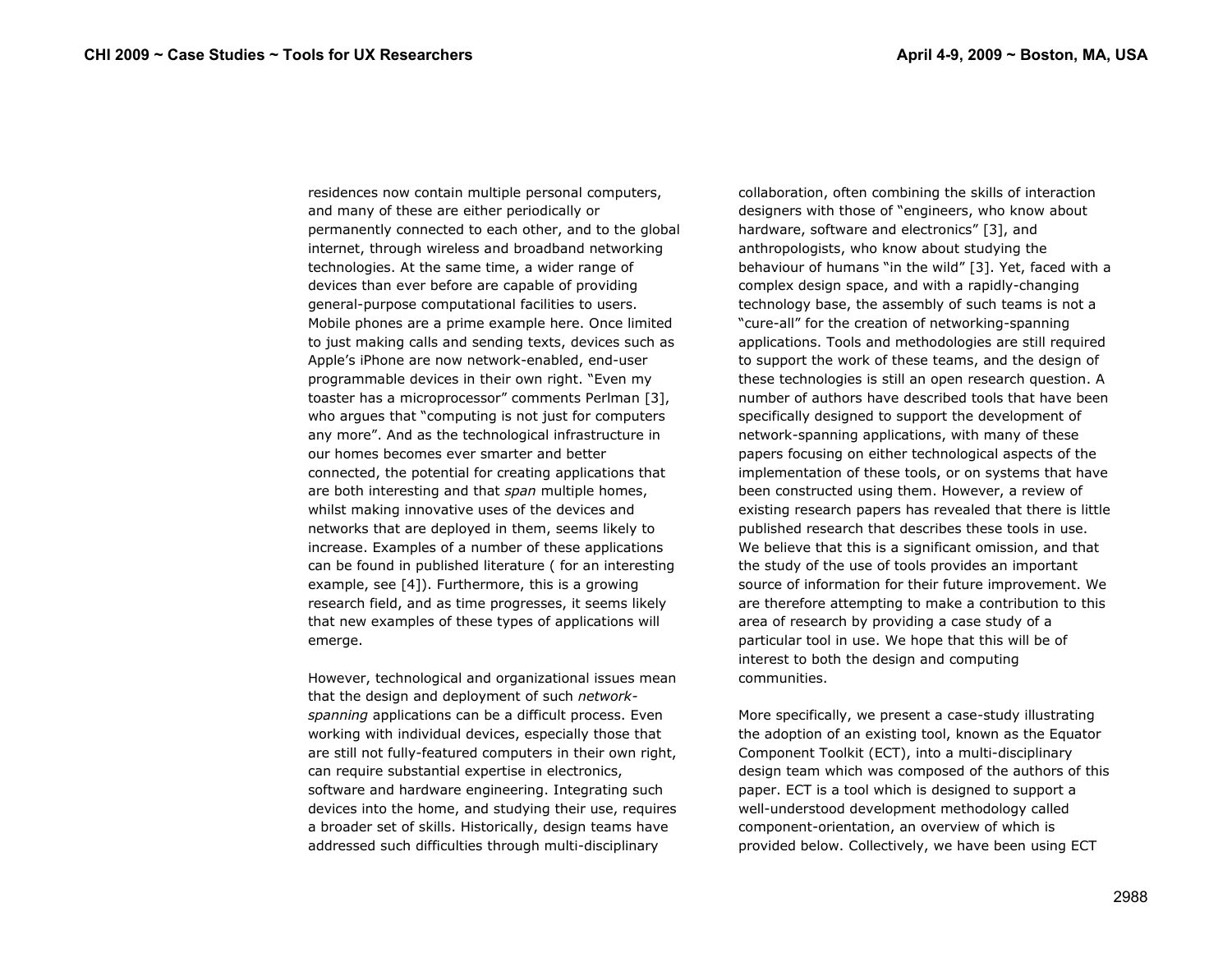residences now contain multiple personal computers, and many of these are either periodically or permanently connected to each other, and to the global internet, through wireless and broadband networking technologies. At the same time, a wider range of devices than ever before are capable of providing general-purpose computational facilities to users. Mobile phones are a prime example here. Once limited to just making calls and sending texts, devices such as Apple's iPhone are now network-enabled, end-user programmable devices in their own right. "Even my toaster has a microprocessor" comments Perlman [3], who argues that "computing is not just for computers any more". And as the technological infrastructure in our homes becomes ever smarter and better connected, the potential for creating applications that are both interesting and that *span* multiple homes, whilst making innovative uses of the devices and networks that are deployed in them, seems likely to increase. Examples of a number of these applications can be found in published literature ( for an interesting example, see [4]). Furthermore, this is a growing research field, and as time progresses, it seems likely that new examples of these types of applications will emerge.

However, technological and organizational issues mean that the design and deployment of such *network-spanning* applications can be a difficult process. Even working with individual devices, especially those that are still not fully-featured computers in their own right, can require substantial expertise in electronics, software and hardware engineering. Integrating such devices into the home, and studying their use, requires a broader set of skills. Historically, design teams have addressed such difficulties through multi-disciplinary collaboration, often combining the skills of interaction designers with those of "engineers, who know about hardware, software and electronics" [3], and anthropologists, who know about studying the behaviour of humans "in the wild" [3]. Yet, faced with a complex design space, and with a rapidly-changing technology base, the assembly of such teams is not a "cure-all" for the creation of networking-spanning applications. Tools and methodologies are still required to support the work of these teams, and the design of these technologies is still an open research question. A number of authors have described tools that have been specifically designed to support the development of network-spanning applications, with many of these papers focusing on either technological aspects of the implementation of these tools, or on systems that have been constructed using them. However, a review of existing research papers has revealed that there is little published research that describes these tools in use. We believe that this is a significant omission, and that the study of the use of tools provides an important source of information for their future improvement. We are therefore attempting to make a contribution to this area of research by providing a case study of a particular tool in use. We hope that this will be of interest to both the design and computing communities.

More specifically, we present a case-study illustrating the adoption of an existing tool, known as the Equator Component Toolkit (ECT), into a multi-disciplinary design team which was composed of the authors of this paper. ECT is a tool which is designed to support a well-understood development methodology called component-orientation, an overview of which is provided below. Collectively, we have been using ECT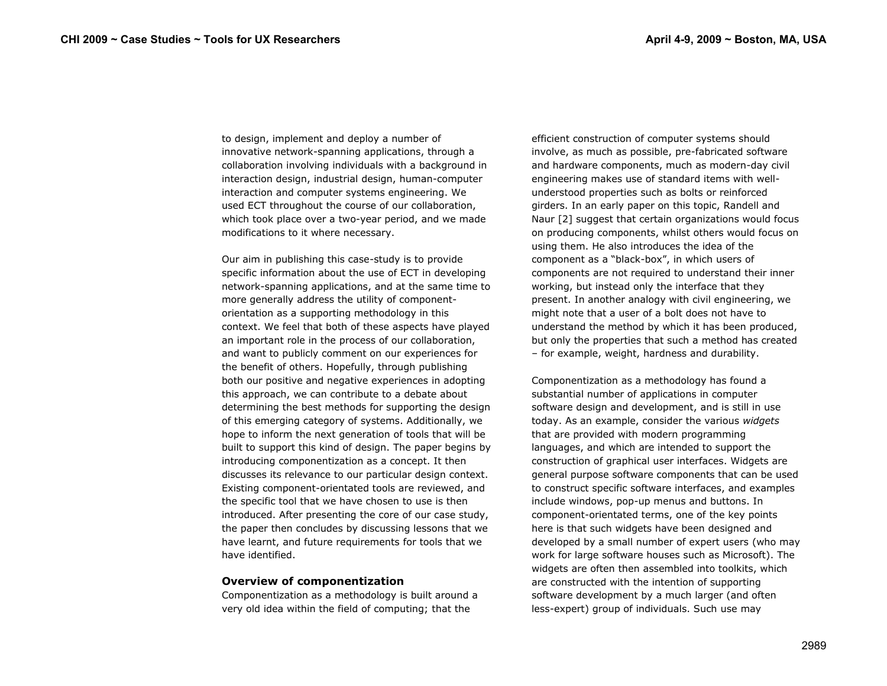to design, implement and deploy a number of innovative network-spanning applications, through a collaboration involving individuals with a background in interaction design, industrial design, human-computer interaction and computer systems engineering. We used ECT throughout the course of our collaboration, which took place over a two-year period, and we made modifications to it where necessary.

Our aim in publishing this case-study is to provide specific information about the use of ECT in developing network-spanning applications, and at the same time to more generally address the utility of component-orientation as a supporting methodology in this context. We feel that both of these aspects have played an important role in the process of our collaboration, and want to publicly comment on our experiences for the benefit of others. Hopefully, through publishing both our positive and negative experiences in adopting this approach, we can contribute to a debate about determining the best methods for supporting the design of this emerging category of systems. Additionally, we hope to inform the next generation of tools that will be built to support this kind of design. The paper begins by introducing componentization as a concept. It then discusses its relevance to our particular design context. Existing component-orientated tools are reviewed, and the specific tool that we have chosen to use is then introduced. After presenting the core of our case study, the paper then concludes by discussing lessons that we have learnt, and future requirements for tools that we have identified.

### Overview of componentization

Componentization as a methodology is built around a very old idea within the field of computing; that the efficient construction of computer systems should involve, as much as possible, pre-fabricated software and hardware components, much as modern-day civil engineering makes use of standard items with well-understood properties such as bolts or reinforced girders. In an early paper on this topic, Randell and Naur [2] suggest that certain organizations would focus on producing components, whilst others would focus on using them. He also introduces the idea of the component as a "black-box", in which users of components are not required to understand their inner working, but instead only the interface that they present. In another analogy with civil engineering, we might note that a user of a bolt does not have to understand the method by which it has been produced, but only the properties that such a method has created – for example, weight, hardness and durability.

Componentization as a methodology has found a substantial number of applications in computer software design and development, and is still in use today. As an example, consider the various *widgets* that are provided with modern programming languages, and which are intended to support the construction of graphical user interfaces. Widgets are general purpose software components that can be used to construct specific software interfaces, and examples include windows, pop-up menus and buttons. In component-orientated terms, one of the key points here is that such widgets have been designed and developed by a small number of expert users (who may work for large software houses such as Microsoft). The widgets are often then assembled into toolkits, which are constructed with the intention of supporting software development by a much larger (and often less-expert) group of individuals. Such use may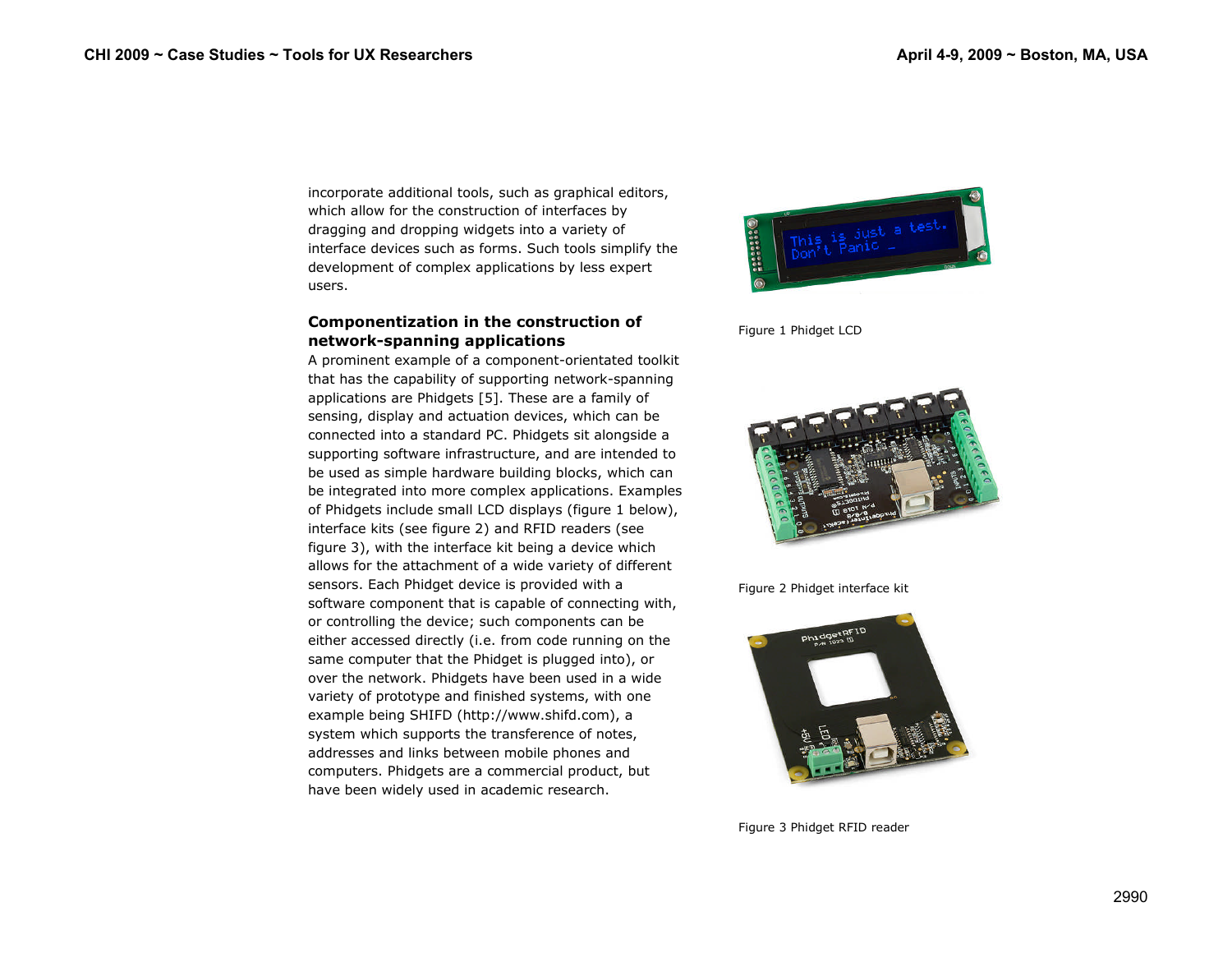incorporate additional tools, such as graphical editors, which allow for the construction of interfaces by dragging and dropping widgets into a variety of interface devices such as forms. Such tools simplify the development of complex applications by less expert users.

### Componentization in the construction of network-spanning applications

A prominent example of a component-orientated toolkit that has the capability of supporting network-spanning applications are Phidgets [5]. These are a family of sensing, display and actuation devices, which can be connected into a standard PC. Phidgets sit alongside a supporting software infrastructure, and are intended to be used as simple hardware building blocks, which can be integrated into more complex applications. Examples of Phidgets include small LCD displays (figure 1 below), interface kits (see figure 2) and RFID readers (see figure 3), with the interface kit being a device which allows for the attachment of a wide variety of different sensors. Each Phidget device is provided with a software component that is capable of connecting with, or controlling the device; such components can be either accessed directly (i.e. from code running on the same computer that the Phidget is plugged into), or over the network. Phidgets have been used in a wide variety of prototype and finished systems, with one example being SHIFD (http://www.shifd.com), a system which supports the transference of notes, addresses and links between mobile phones and computers. Phidgets are a commercial product, but have been widely used in academic research.

Figure 1 Phidget LCD

Figure 2 Phidget interface kit

Figure 3 Phidget RFID reader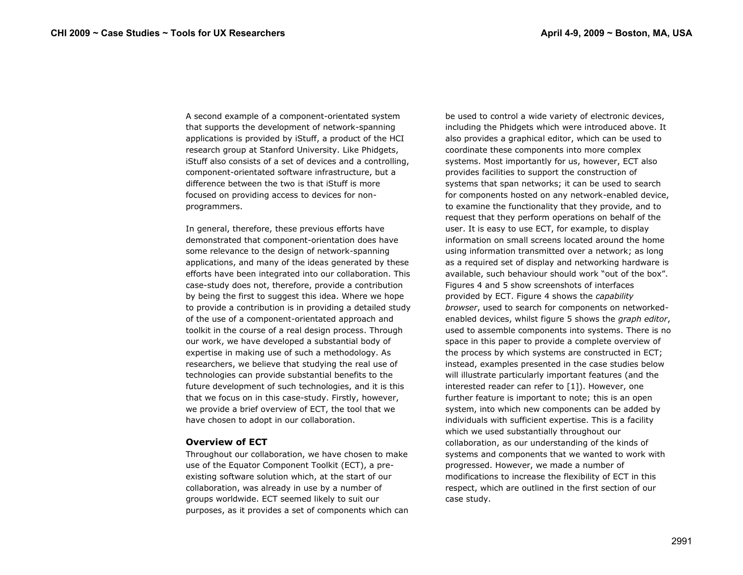A second example of a component-orientated system that supports the development of network-spanning applications is provided by iStuff, a product of the HCI research group at Stanford University. Like Phidgets, iStuff also consists of a set of devices and a controlling, component-orientated software infrastructure, but a difference between the two is that iStuff is more focused on providing access to devices for non-programmers.

In general, therefore, these previous efforts have demonstrated that component-orientation does have some relevance to the design of network-spanning applications, and many of the ideas generated by these efforts have been integrated into our collaboration. This case-study does not, therefore, provide a contribution by being the first to suggest this idea. Where we hope to provide a contribution is in providing a detailed study of the use of a component-orientated approach and toolkit in the course of a real design process. Through our work, we have developed a substantial body of expertise in making use of such a methodology. As researchers, we believe that studying the real use of technologies can provide substantial benefits to the future development of such technologies, and it is this that we focus on in this case-study. Firstly, however, we provide a brief overview of ECT, the tool that we have chosen to adopt in our collaboration.

### Overview of ECT

Throughout our collaboration, we have chosen to make use of the Equator Component Toolkit (ECT), a pre-existing software solution which, at the start of our collaboration, was already in use by a number of groups worldwide. ECT seemed likely to suit our purposes, as it provides a set of components which can be used to control a wide variety of electronic devices, including the Phidgets which were introduced above. It also provides a graphical editor, which can be used to coordinate these components into more complex systems. Most importantly for us, however, ECT also provides facilities to support the construction of systems that span networks; it can be used to search for components hosted on any network-enabled device, to examine the functionality that they provide, and to request that they perform operations on behalf of the user. It is easy to use ECT, for example, to display information on small screens located around the home using information transmitted over a network; as long as a required set of display and networking hardware is available, such behaviour should work "out of the box". Figures 4 and 5 show screenshots of interfaces provided by ECT. Figure 4 shows the *capability browser*, used to search for components on networked-enabled devices, whilst figure 5 shows the *graph editor*, used to assemble components into systems. There is no space in this paper to provide a complete overview of the process by which systems are constructed in ECT; instead, examples presented in the case studies below will illustrate particularly important features (and the interested reader can refer to [1]). However, one further feature is important to note; this is an open system, into which new components can be added by individuals with sufficient expertise. This is a facility which we used substantially throughout our collaboration, as our understanding of the kinds of systems and components that we wanted to work with progressed. However, we made a number of modifications to increase the flexibility of ECT in this respect, which are outlined in the first section of our case study.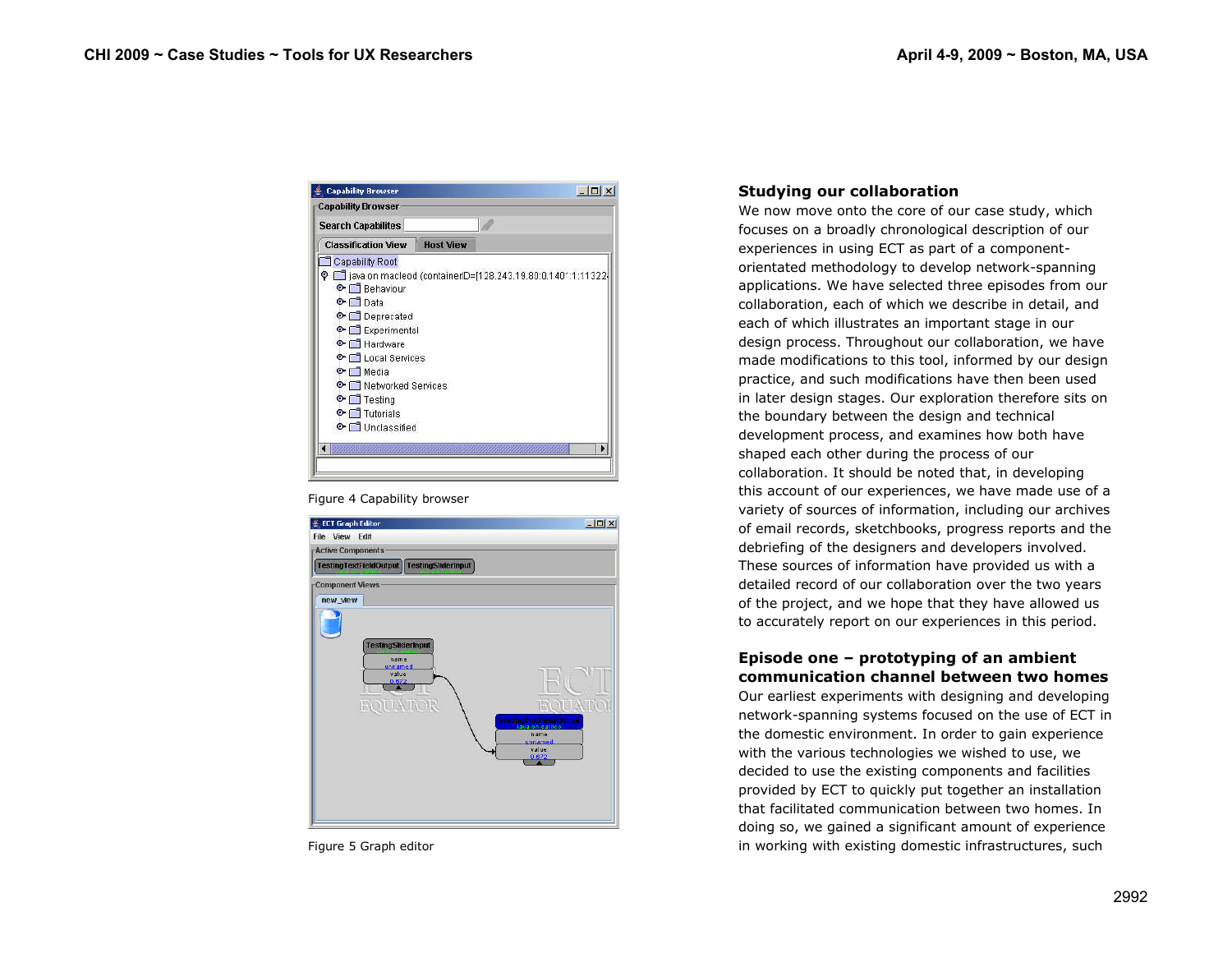Figure 4 Capability browser

Figure 5 Graph editor

## Studying our collaboration

We now move onto the core of our case study, which focuses on a broadly chronological description of our experiences in using ECT as part of a component-orientated methodology to develop network-spanning applications. We have selected three episodes from our collaboration, each of which we describe in detail, and each of which illustrates an important stage in our design process. Throughout our collaboration, we have made modifications to this tool, informed by our design practice, and such modifications have then been used in later design stages. Our exploration therefore sits on the boundary between the design and technical development process, and examines how both have shaped each other during the process of our collaboration. It should be noted that, in developing this account of our experiences, we have made use of a variety of sources of information, including our archives of email records, sketchbooks, progress reports and the debriefing of the designers and developers involved. These sources of information have provided us with a detailed record of our collaboration over the two years of the project, and we hope that they have allowed us to accurately report on our experiences in this period.

## Episode one – prototyping of an ambient communication channel between two homes

Our earliest experiments with designing and developing network-spanning systems focused on the use of ECT in the domestic environment. In order to gain experience with the various technologies we wished to use, we decided to use the existing components and facilities provided by ECT to quickly put together an installation that facilitated communication between two homes. In doing so, we gained a significant amount of experience in working with existing domestic infrastructures, such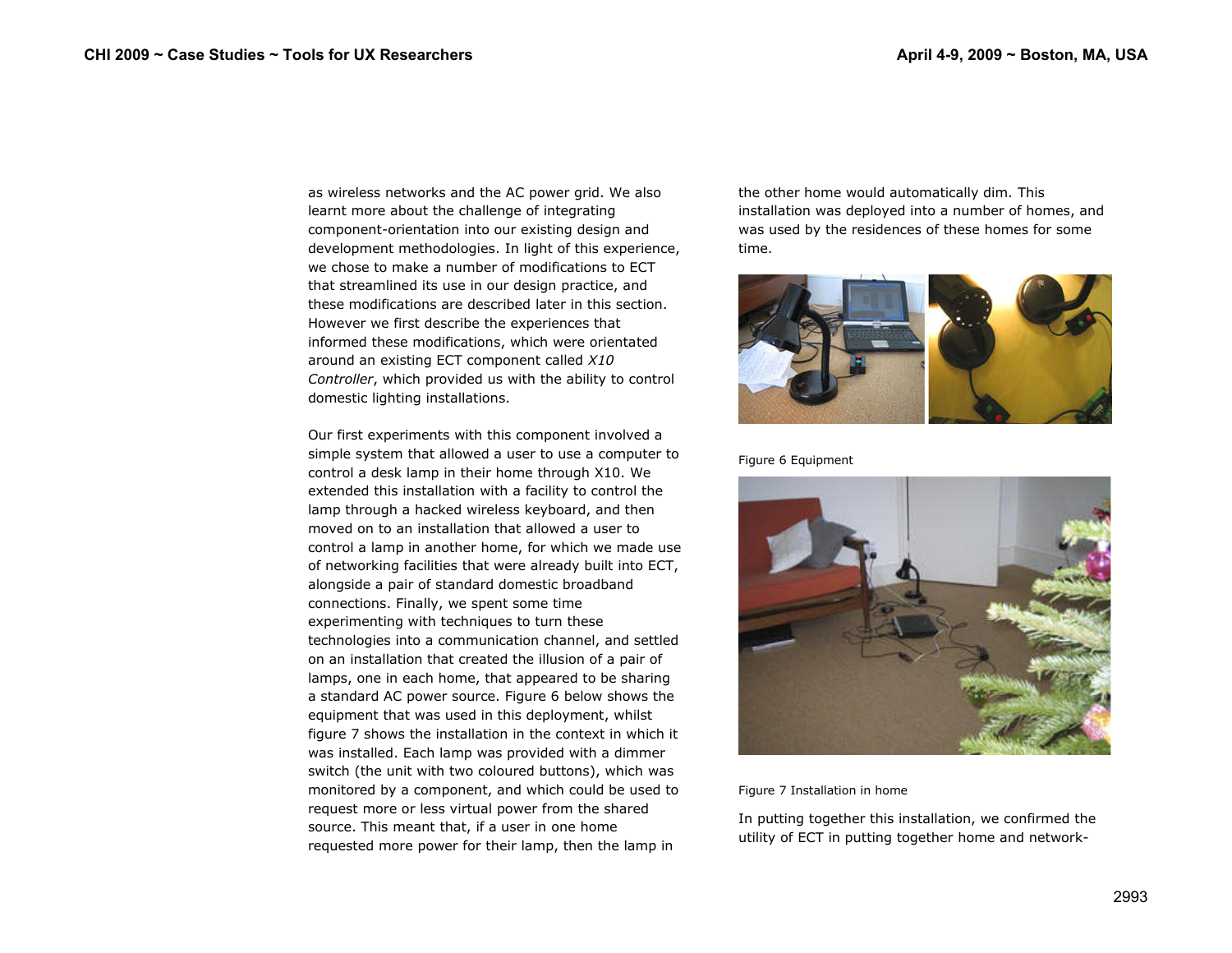as wireless networks and the AC power grid. We also learnt more about the challenge of integrating component-orientation into our existing design and development methodologies. In light of this experience, we chose to make a number of modifications to ECT that streamlined its use in our design practice, and these modifications are described later in this section. However we first describe the experiences that informed these modifications, which were orientated around an existing ECT component called *X10 Controller*, which provided us with the ability to control domestic lighting installations.

Our first experiments with this component involved a simple system that allowed a user to use a computer to control a desk lamp in their home through X10. We extended this installation with a facility to control the lamp through a hacked wireless keyboard, and then moved on to an installation that allowed a user to control a lamp in another home, for which we made use of networking facilities that were already built into ECT, alongside a pair of standard domestic broadband connections. Finally, we spent some time experimenting with techniques to turn these technologies into a communication channel, and settled on an installation that created the illusion of a pair of lamps, one in each home, that appeared to be sharing a standard AC power source. Figure 6 below shows the equipment that was used in this deployment, whilst figure 7 shows the installation in the context in which it was installed. Each lamp was provided with a dimmer switch (the unit with two coloured buttons), which was monitored by a component, and which could be used to request more or less virtual power from the shared source. This meant that, if a user in one home requested more power for their lamp, then the lamp in the other home would automatically dim. This installation was deployed into a number of homes, and was used by the residences of these homes for some time.

Figure 6 Equipment

Figure 7 Installation in home

In putting together this installation, we confirmed the utility of ECT in putting together home and network-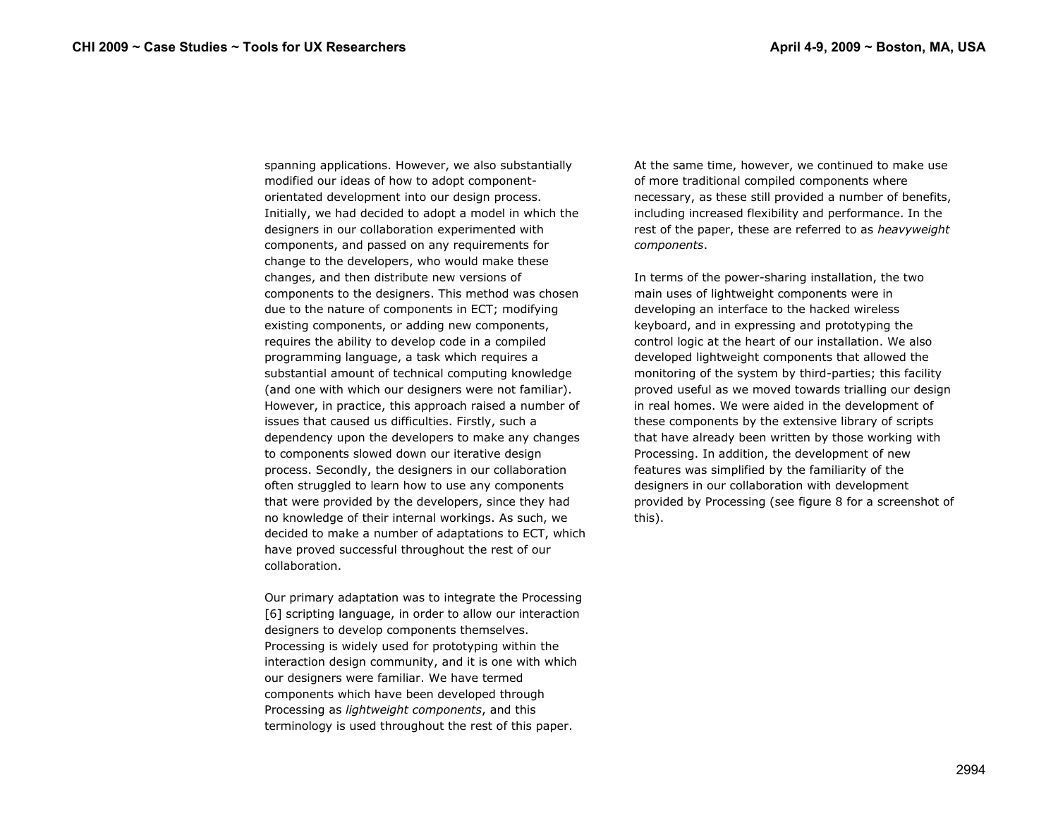spanning applications. However, we also substantially modified our ideas of how to adopt component-orientated development into our design process. Initially, we had decided to adopt a model in which the designers in our collaboration experimented with components, and passed on any requirements for change to the developers, who would make these changes, and then distribute new versions of components to the designers. This method was chosen due to the nature of components in ECT; modifying existing components, or adding new components, requires the ability to develop code in a compiled programming language, a task which requires a substantial amount of technical computing knowledge (and one with which our designers were not familiar). However, in practice, this approach raised a number of issues that caused us difficulties. Firstly, such a dependency upon the developers to make any changes to components slowed down our iterative design process. Secondly, the designers in our collaboration often struggled to learn how to use any components that were provided by the developers, since they had no knowledge of their internal workings. As such, we decided to make a number of adaptations to ECT, which have proved successful throughout the rest of our collaboration.

Our primary adaptation was to integrate the Processing [6] scripting language, in order to allow our interaction designers to develop components themselves. Processing is widely used for prototyping within the interaction design community, and it is one with which our designers were familiar. We have termed components which have been developed through Processing as *lightweight components*, and this terminology is used throughout the rest of this paper.

At the same time, however, we continued to make use of more traditional compiled components where necessary, as these still provided a number of benefits, including increased flexibility and performance. In the rest of the paper, these are referred to as *heavyweight components*.

In terms of the power-sharing installation, the two main uses of lightweight components were in developing an interface to the hacked wireless keyboard, and in expressing and prototyping the control logic at the heart of our installation. We also developed lightweight components that allowed the monitoring of the system by third-parties; this facility proved useful as we moved towards trialling our design in real homes. We were aided in the development of these components by the extensive library of scripts that have already been written by those working with Processing. In addition, the development of new features was simplified by the familiarity of the designers in our collaboration with development provided by Processing (see figure 8 for a screenshot of this).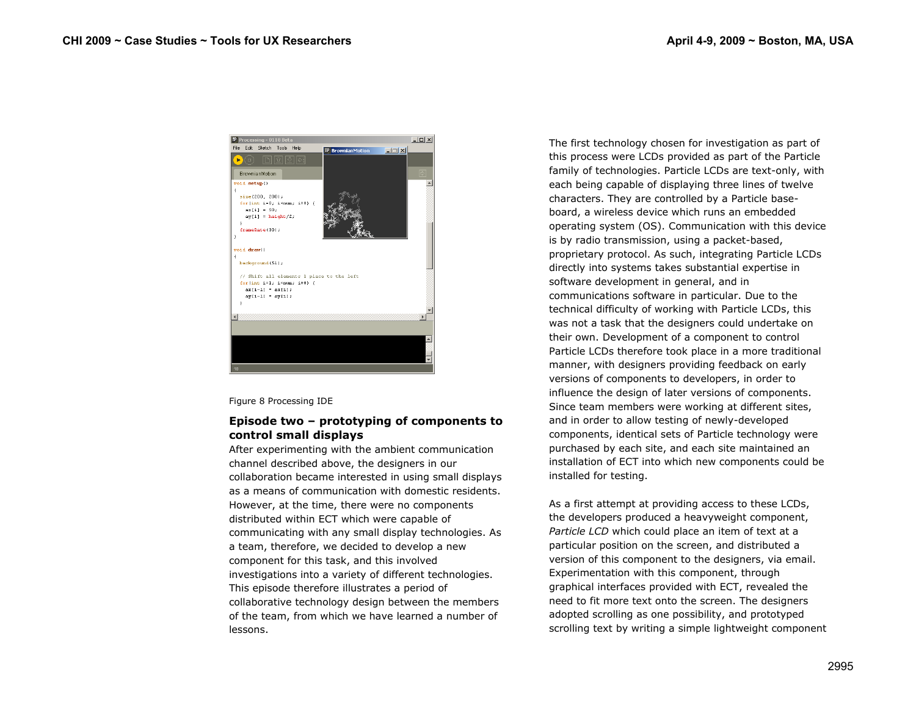Figure 8 Processing IDE

### Episode two – prototyping of components to control small displays

After experimenting with the ambient communication channel described above, the designers in our collaboration became interested in using small displays as a means of communication with domestic residents. However, at the time, there were no components distributed within ECT which were capable of communicating with any small display technologies. As a team, therefore, we decided to develop a new component for this task, and this involved investigations into a variety of different technologies. This episode therefore illustrates a period of collaborative technology design between the members of the team, from which we have learned a number of lessons.

The first technology chosen for investigation as part of this process were LCDs provided as part of the Particle family of technologies. Particle LCDs are text-only, with each being capable of displaying three lines of twelve characters. They are controlled by a Particle base-board, a wireless device which runs an embedded operating system (OS). Communication with this device is by radio transmission, using a packet-based, proprietary protocol. As such, integrating Particle LCDs directly into systems takes substantial expertise in software development in general, and in communications software in particular. Due to the technical difficulty of working with Particle LCDs, this was not a task that the designers could undertake on their own. Development of a component to control Particle LCDs therefore took place in a more traditional manner, with designers providing feedback on early versions of components to developers, in order to influence the design of later versions of components. Since team members were working at different sites, and in order to allow testing of newly-developed components, identical sets of Particle technology were purchased by each site, and each site maintained an installation of ECT into which new components could be installed for testing.

As a first attempt at providing access to these LCDs, the developers produced a heavyweight component, *Particle LCD* which could place an item of text at a particular position on the screen, and distributed a version of this component to the designers, via email. Experimentation with this component, through graphical interfaces provided with ECT, revealed the need to fit more text onto the screen. The designers adopted scrolling as one possibility, and prototyped scrolling text by writing a simple lightweight component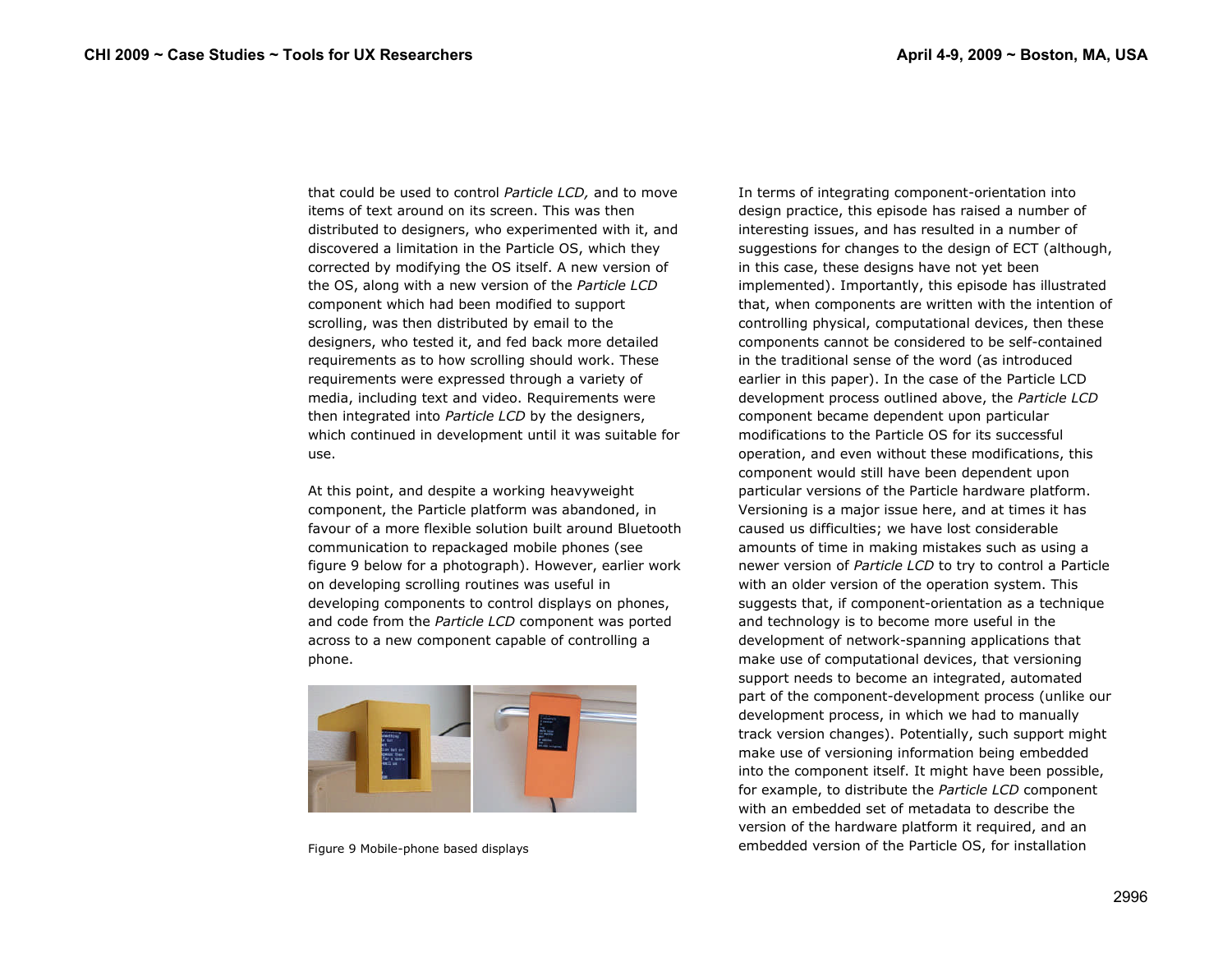that could be used to control *Particle LCD,* and to move items of text around on its screen. This was then distributed to designers, who experimented with it, and discovered a limitation in the Particle OS, which they corrected by modifying the OS itself. A new version of the OS, along with a new version of the *Particle LCD* component which had been modified to support scrolling, was then distributed by email to the designers, who tested it, and fed back more detailed requirements as to how scrolling should work. These requirements were expressed through a variety of media, including text and video. Requirements were then integrated into *Particle LCD* by the designers, which continued in development until it was suitable for use.

At this point, and despite a working heavyweight component, the Particle platform was abandoned, in favour of a more flexible solution built around Bluetooth communication to repackaged mobile phones (see figure 9 below for a photograph). However, earlier work on developing scrolling routines was useful in developing components to control displays on phones, and code from the *Particle LCD* component was ported across to a new component capable of controlling a phone.

Figure 9 Mobile-phone based displays

In terms of integrating component-orientation into design practice, this episode has raised a number of interesting issues, and has resulted in a number of suggestions for changes to the design of ECT (although, in this case, these designs have not yet been implemented). Importantly, this episode has illustrated that, when components are written with the intention of controlling physical, computational devices, then these components cannot be considered to be self-contained in the traditional sense of the word (as introduced earlier in this paper). In the case of the Particle LCD development process outlined above, the *Particle LCD* component became dependent upon particular modifications to the Particle OS for its successful operation, and even without these modifications, this component would still have been dependent upon particular versions of the Particle hardware platform. Versioning is a major issue here, and at times it has caused us difficulties; we have lost considerable amounts of time in making mistakes such as using a newer version of *Particle LCD* to try to control a Particle with an older version of the operation system. This suggests that, if component-orientation as a technique and technology is to become more useful in the development of network-spanning applications that make use of computational devices, that versioning support needs to become an integrated, automated part of the component-development process (unlike our development process, in which we had to manually track version changes). Potentially, such support might make use of versioning information being embedded into the component itself. It might have been possible, for example, to distribute the *Particle LCD* component with an embedded set of metadata to describe the version of the hardware platform it required, and an embedded version of the Particle OS, for installation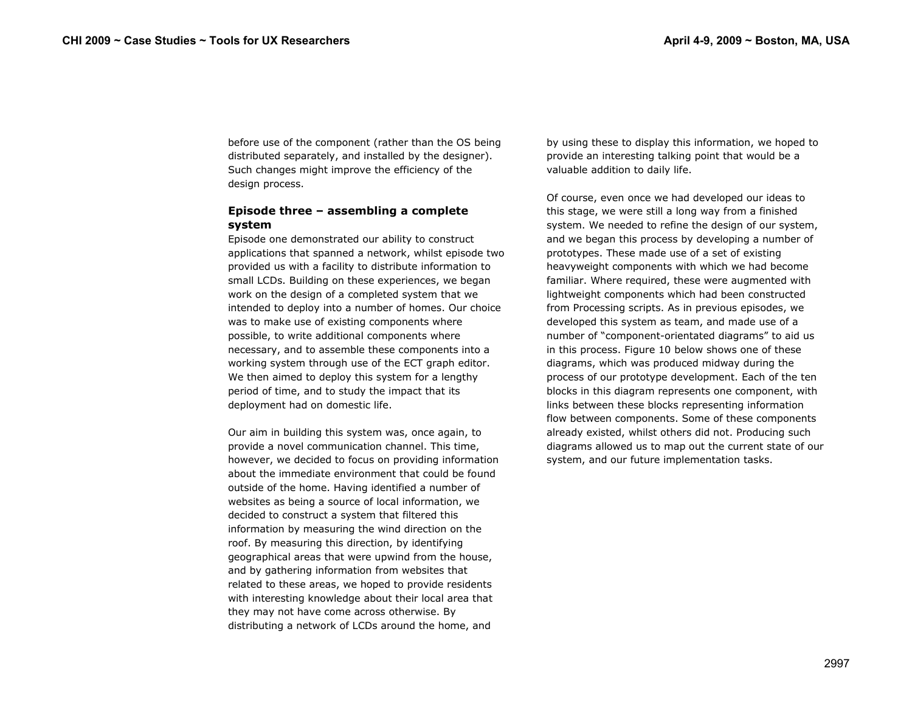before use of the component (rather than the OS being distributed separately, and installed by the designer). Such changes might improve the efficiency of the design process.

### Episode three – assembling a complete system

Episode one demonstrated our ability to construct applications that spanned a network, whilst episode two provided us with a facility to distribute information to small LCDs. Building on these experiences, we began work on the design of a completed system that we intended to deploy into a number of homes. Our choice was to make use of existing components where possible, to write additional components where necessary, and to assemble these components into a working system through use of the ECT graph editor. We then aimed to deploy this system for a lengthy period of time, and to study the impact that its deployment had on domestic life.

Our aim in building this system was, once again, to provide a novel communication channel. This time, however, we decided to focus on providing information about the immediate environment that could be found outside of the home. Having identified a number of websites as being a source of local information, we decided to construct a system that filtered this information by measuring the wind direction on the roof. By measuring this direction, by identifying geographical areas that were upwind from the house, and by gathering information from websites that related to these areas, we hoped to provide residents with interesting knowledge about their local area that they may not have come across otherwise. By distributing a network of LCDs around the home, and by using these to display this information, we hoped to provide an interesting talking point that would be a valuable addition to daily life.

Of course, even once we had developed our ideas to this stage, we were still a long way from a finished system. We needed to refine the design of our system, and we began this process by developing a number of prototypes. These made use of a set of existing heavyweight components with which we had become familiar. Where required, these were augmented with lightweight components which had been constructed from Processing scripts. As in previous episodes, we developed this system as team, and made use of a number of “component-orientated diagrams” to aid us in this process. Figure 10 below shows one of these diagrams, which was produced midway during the process of our prototype development. Each of the ten blocks in this diagram represents one component, with links between these blocks representing information flow between components. Some of these components already existed, whilst others did not. Producing such diagrams allowed us to map out the current state of our system, and our future implementation tasks.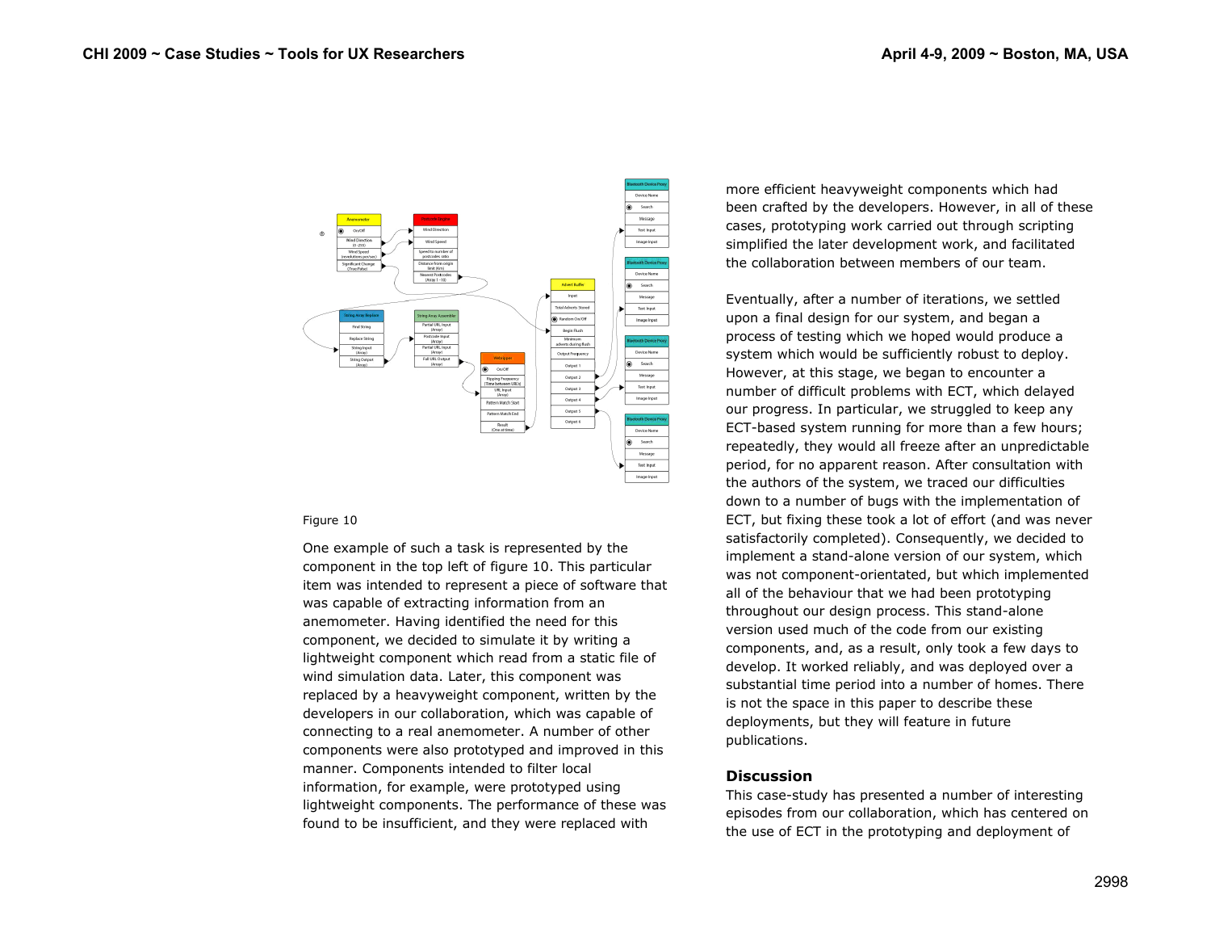Figure 10

One example of such a task is represented by the component in the top left of figure 10. This particular item was intended to represent a piece of software that was capable of extracting information from an anemometer. Having identified the need for this component, we decided to simulate it by writing a lightweight component which read from a static file of wind simulation data. Later, this component was replaced by a heavyweight component, written by the developers in our collaboration, which was capable of connecting to a real anemometer. A number of other components were also prototyped and improved in this manner. Components intended to filter local information, for example, were prototyped using lightweight components. The performance of these was found to be insufficient, and they were replaced with more efficient heavyweight components which had been crafted by the developers. However, in all of these cases, prototyping work carried out through scripting simplified the later development work, and facilitated the collaboration between members of our team.

Eventually, after a number of iterations, we settled upon a final design for our system, and began a process of testing which we hoped would produce a system which would be sufficiently robust to deploy. However, at this stage, we began to encounter a number of difficult problems with ECT, which delayed our progress. In particular, we struggled to keep any ECT-based system running for more than a few hours; repeatedly, they would all freeze after an unpredictable period, for no apparent reason. After consultation with the authors of the system, we traced our difficulties down to a number of bugs with the implementation of ECT, but fixing these took a lot of effort (and was never satisfactorily completed). Consequently, we decided to implement a stand-alone version of our system, which was not component-orientated, but which implemented all of the behaviour that we had been prototyping throughout our design process. This stand-alone version used much of the code from our existing components, and, as a result, only took a few days to develop. It worked reliably, and was deployed over a substantial time period into a number of homes. There is not the space in this paper to describe these deployments, but they will feature in future publications.

## Discussion

This case-study has presented a number of interesting episodes from our collaboration, which has centered on the use of ECT in the prototyping and deployment of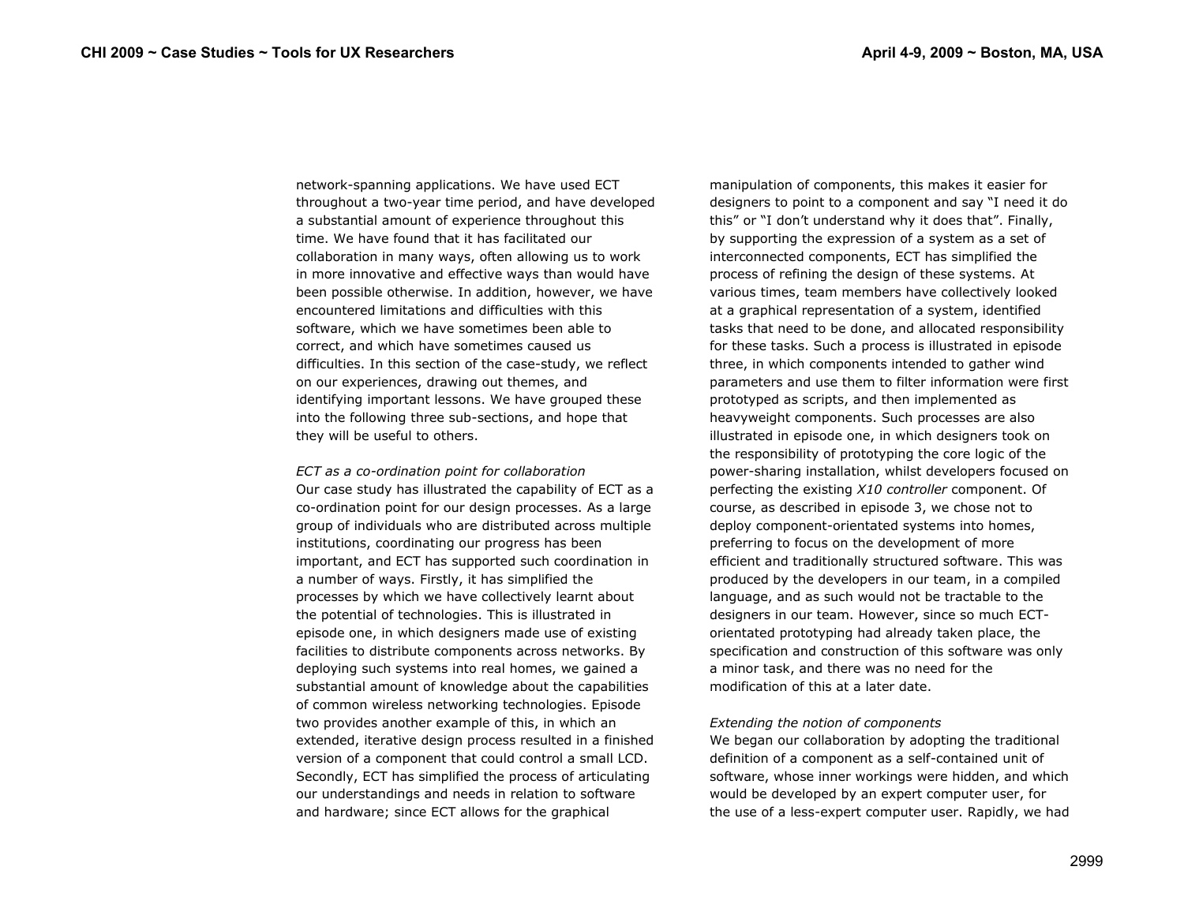network-spanning applications. We have used ECT throughout a two-year time period, and have developed a substantial amount of experience throughout this time. We have found that it has facilitated our collaboration in many ways, often allowing us to work in more innovative and effective ways than would have been possible otherwise. In addition, however, we have encountered limitations and difficulties with this software, which we have sometimes been able to correct, and which have sometimes caused us difficulties. In this section of the case-study, we reflect on our experiences, drawing out themes, and identifying important lessons. We have grouped these into the following three sub-sections, and hope that they will be useful to others.

*ECT as a co-ordination point for collaboration*

Our case study has illustrated the capability of ECT as a co-ordination point for our design processes. As a large group of individuals who are distributed across multiple institutions, coordinating our progress has been important, and ECT has supported such coordination in a number of ways. Firstly, it has simplified the processes by which we have collectively learnt about the potential of technologies. This is illustrated in episode one, in which designers made use of existing facilities to distribute components across networks. By deploying such systems into real homes, we gained a substantial amount of knowledge about the capabilities of common wireless networking technologies. Episode two provides another example of this, in which an extended, iterative design process resulted in a finished version of a component that could control a small LCD. Secondly, ECT has simplified the process of articulating our understandings and needs in relation to software and hardware; since ECT allows for the graphical manipulation of components, this makes it easier for designers to point to a component and say "I need it do this" or "I don't understand why it does that". Finally, by supporting the expression of a system as a set of interconnected components, ECT has simplified the process of refining the design of these systems. At various times, team members have collectively looked at a graphical representation of a system, identified tasks that need to be done, and allocated responsibility for these tasks. Such a process is illustrated in episode three, in which components intended to gather wind parameters and use them to filter information were first prototyped as scripts, and then implemented as heavyweight components. Such processes are also illustrated in episode one, in which designers took on the responsibility of prototyping the core logic of the power-sharing installation, whilst developers focused on perfecting the existing *X10 controller* component. Of course, as described in episode 3, we chose not to deploy component-orientated systems into homes, preferring to focus on the development of more efficient and traditionally structured software. This was produced by the developers in our team, in a compiled language, and as such would not be tractable to the designers in our team. However, since so much ECT-orientated prototyping had already taken place, the specification and construction of this software was only a minor task, and there was no need for the modification of this at a later date.

*Extending the notion of components*

We began our collaboration by adopting the traditional definition of a component as a self-contained unit of software, whose inner workings were hidden, and which would be developed by an expert computer user, for the use of a less-expert computer user. Rapidly, we had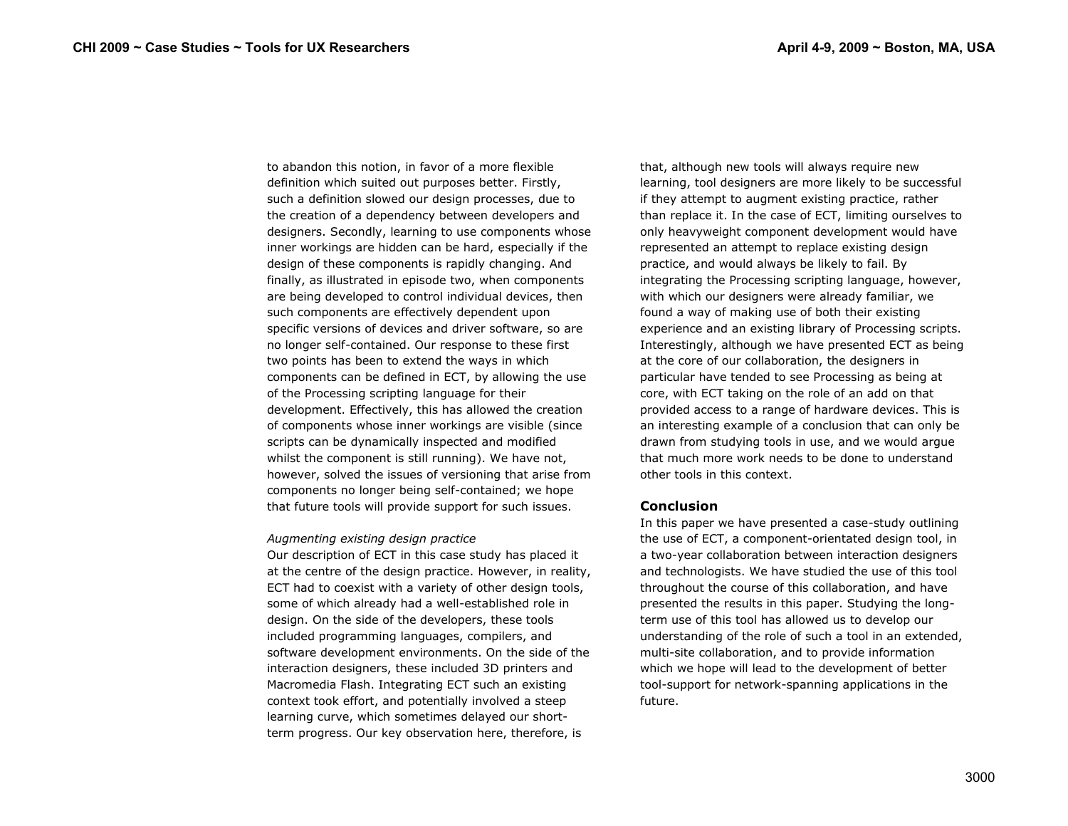to abandon this notion, in favor of a more flexible definition which suited out purposes better. Firstly, such a definition slowed our design processes, due to the creation of a dependency between developers and designers. Secondly, learning to use components whose inner workings are hidden can be hard, especially if the design of these components is rapidly changing. And finally, as illustrated in episode two, when components are being developed to control individual devices, then such components are effectively dependent upon specific versions of devices and driver software, so are no longer self-contained. Our response to these first two points has been to extend the ways in which components can be defined in ECT, by allowing the use of the Processing scripting language for their development. Effectively, this has allowed the creation of components whose inner workings are visible (since scripts can be dynamically inspected and modified whilst the component is still running). We have not, however, solved the issues of versioning that arise from components no longer being self-contained; we hope that future tools will provide support for such issues.

*Augmenting existing design practice*

Our description of ECT in this case study has placed it at the centre of the design practice. However, in reality, ECT had to coexist with a variety of other design tools, some of which already had a well-established role in design. On the side of the developers, these tools included programming languages, compilers, and software development environments. On the side of the interaction designers, these included 3D printers and Macromedia Flash. Integrating ECT such an existing context took effort, and potentially involved a steep learning curve, which sometimes delayed our short-term progress. Our key observation here, therefore, is that, although new tools will always require new learning, tool designers are more likely to be successful if they attempt to augment existing practice, rather than replace it. In the case of ECT, limiting ourselves to only heavyweight component development would have represented an attempt to replace existing design practice, and would always be likely to fail. By integrating the Processing scripting language, however, with which our designers were already familiar, we found a way of making use of both their existing experience and an existing library of Processing scripts. Interestingly, although we have presented ECT as being at the core of our collaboration, the designers in particular have tended to see Processing as being at core, with ECT taking on the role of an add on that provided access to a range of hardware devices. This is an interesting example of a conclusion that can only be drawn from studying tools in use, and we would argue that much more work needs to be done to understand other tools in this context.

## Conclusion

In this paper we have presented a case-study outlining the use of ECT, a component-orientated design tool, in a two-year collaboration between interaction designers and technologists. We have studied the use of this tool throughout the course of this collaboration, and have presented the results in this paper. Studying the long-term use of this tool has allowed us to develop our understanding of the role of such a tool in an extended, multi-site collaboration, and to provide information which we hope will lead to the development of better tool-support for network-spanning applications in the future.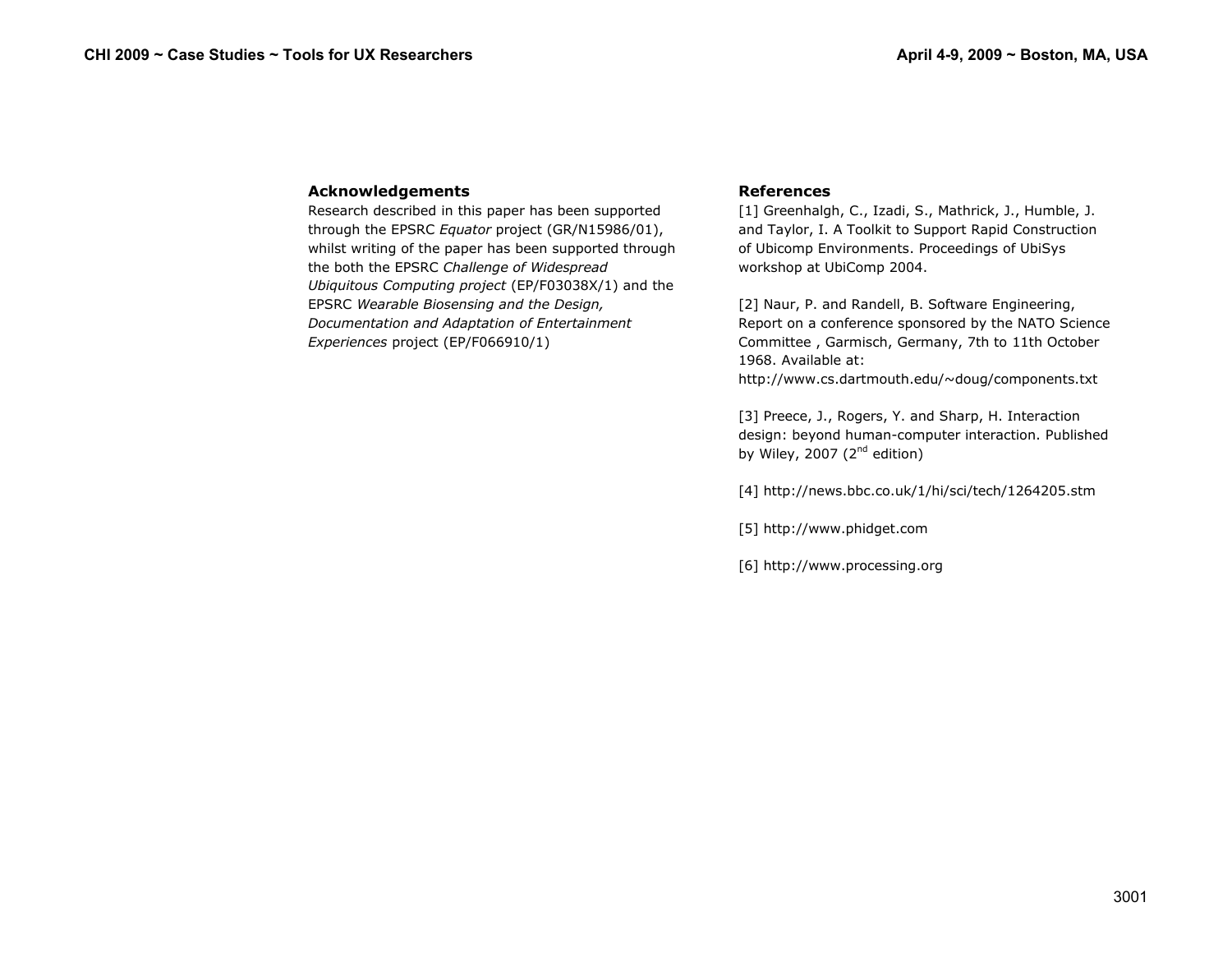## Acknowledgements

Research described in this paper has been supported through the EPSRC *Equator* project (GR/N15986/01), whilst writing of the paper has been supported through the both the EPSRC *Challenge of Widespread Ubiquitous Computing project* (EP/F03038X/1) and the EPSRC *Wearable Biosensing and the Design, Documentation and Adaptation of Entertainment Experiences* project (EP/F066910/1)

## References

[1] Greenhalgh, C., Izadi, S., Mathrick, J., Humble, J. and Taylor, I. A Toolkit to Support Rapid Construction of Ubicomp Environments. Proceedings of UbiSys workshop at UbiComp 2004.

[2] Naur, P. and Randell, B. Software Engineering, Report on a conference sponsored by the NATO Science Committee , Garmisch, Germany, 7th to 11th October 1968. Available at: http://www.cs.dartmouth.edu/~doug/components.txt

[3] Preece, J., Rogers, Y. and Sharp, H. Interaction design: beyond human-computer interaction. Published by Wiley, 2007 (2nd edition)

[4] http://news.bbc.co.uk/1/hi/sci/tech/1264205.stm

[5] http://www.phidget.com

[6] http://www.processing.org